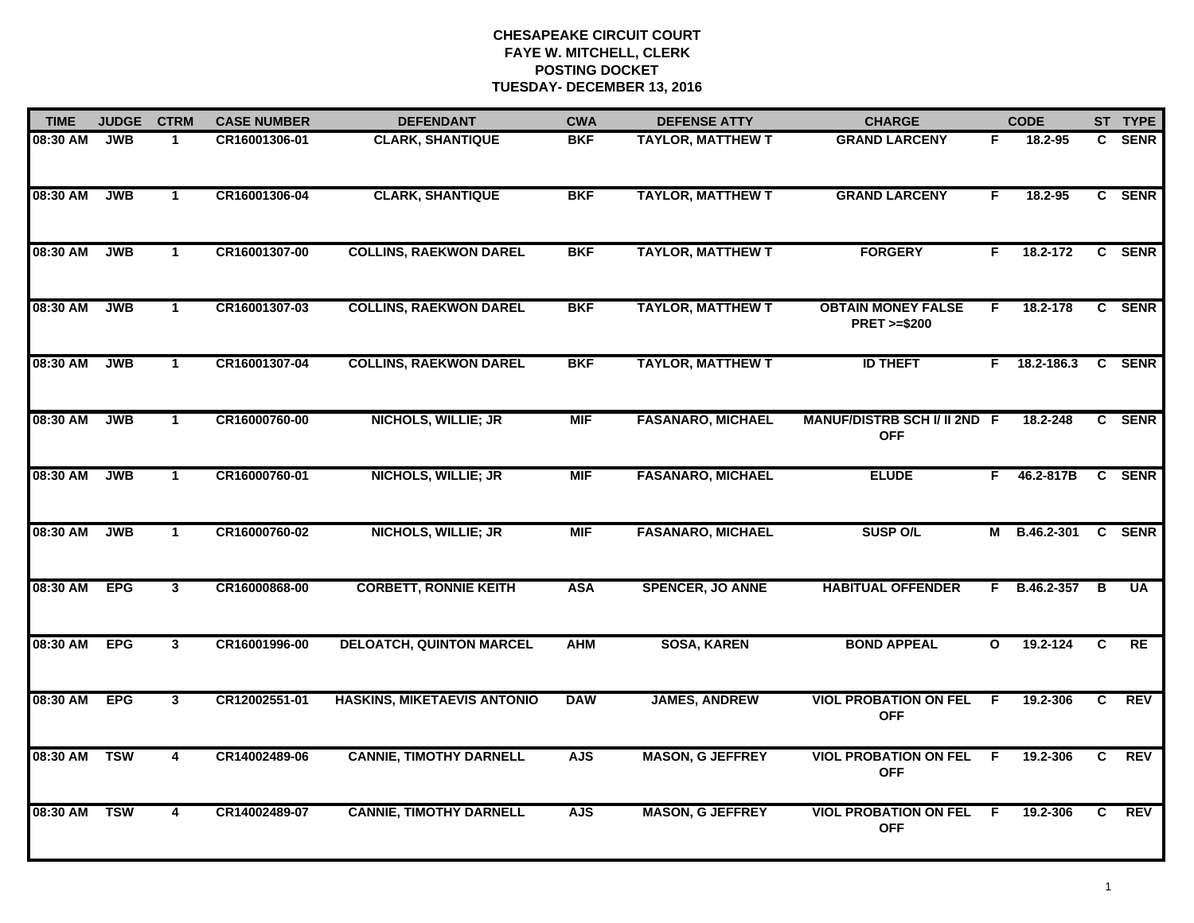# CHESAPEAKE CIRCUIT COURT
## FAYE W. MITCHELL, CLERK
## POSTING DOCKET
## TUESDAY- DECEMBER 13, 2016

| TIME | JUDGE | CTRM | CASE NUMBER | DEFENDANT | CWA | DEFENSE ATTY | CHARGE | | CODE | ST | TYPE |
|---|---|---|---|---|---|---|---|---|---|---|---|
| 08:30 AM | JWB | 1 | CR16001306-01 | CLARK, SHANTIQUE | BKF | TAYLOR, MATTHEW T | GRAND LARCENY | F | 18.2-95 | C | SENR |
| 08:30 AM | JWB | 1 | CR16001306-04 | CLARK, SHANTIQUE | BKF | TAYLOR, MATTHEW T | GRAND LARCENY | F | 18.2-95 | C | SENR |
| 08:30 AM | JWB | 1 | CR16001307-00 | COLLINS, RAEKWON DAREL | BKF | TAYLOR, MATTHEW T | FORGERY | F | 18.2-172 | C | SENR |
| 08:30 AM | JWB | 1 | CR16001307-03 | COLLINS, RAEKWON DAREL | BKF | TAYLOR, MATTHEW T | OBTAIN MONEY FALSE PRET >=$200 | F | 18.2-178 | C | SENR |
| 08:30 AM | JWB | 1 | CR16001307-04 | COLLINS, RAEKWON DAREL | BKF | TAYLOR, MATTHEW T | ID THEFT | F | 18.2-186.3 | C | SENR |
| 08:30 AM | JWB | 1 | CR16000760-00 | NICHOLS, WILLIE; JR | MIF | FASANARO, MICHAEL | MANUF/DISTRB SCH I/ II 2ND OFF | F | 18.2-248 | C | SENR |
| 08:30 AM | JWB | 1 | CR16000760-01 | NICHOLS, WILLIE; JR | MIF | FASANARO, MICHAEL | ELUDE | F | 46.2-817B | C | SENR |
| 08:30 AM | JWB | 1 | CR16000760-02 | NICHOLS, WILLIE; JR | MIF | FASANARO, MICHAEL | SUSP O/L | M | B.46.2-301 | C | SENR |
| 08:30 AM | EPG | 3 | CR16000868-00 | CORBETT, RONNIE KEITH | ASA | SPENCER, JO ANNE | HABITUAL OFFENDER | F | B.46.2-357 | B | UA |
| 08:30 AM | EPG | 3 | CR16001996-00 | DELOATCH, QUINTON MARCEL | AHM | SOSA, KAREN | BOND APPEAL | O | 19.2-124 | C | RE |
| 08:30 AM | EPG | 3 | CR12002551-01 | HASKINS, MIKETAEVIS ANTONIO | DAW | JAMES, ANDREW | VIOL PROBATION ON FEL OFF | F | 19.2-306 | C | REV |
| 08:30 AM | TSW | 4 | CR14002489-06 | CANNIE, TIMOTHY DARNELL | AJS | MASON, G JEFFREY | VIOL PROBATION ON FEL OFF | F | 19.2-306 | C | REV |
| 08:30 AM | TSW | 4 | CR14002489-07 | CANNIE, TIMOTHY DARNELL | AJS | MASON, G JEFFREY | VIOL PROBATION ON FEL OFF | F | 19.2-306 | C | REV |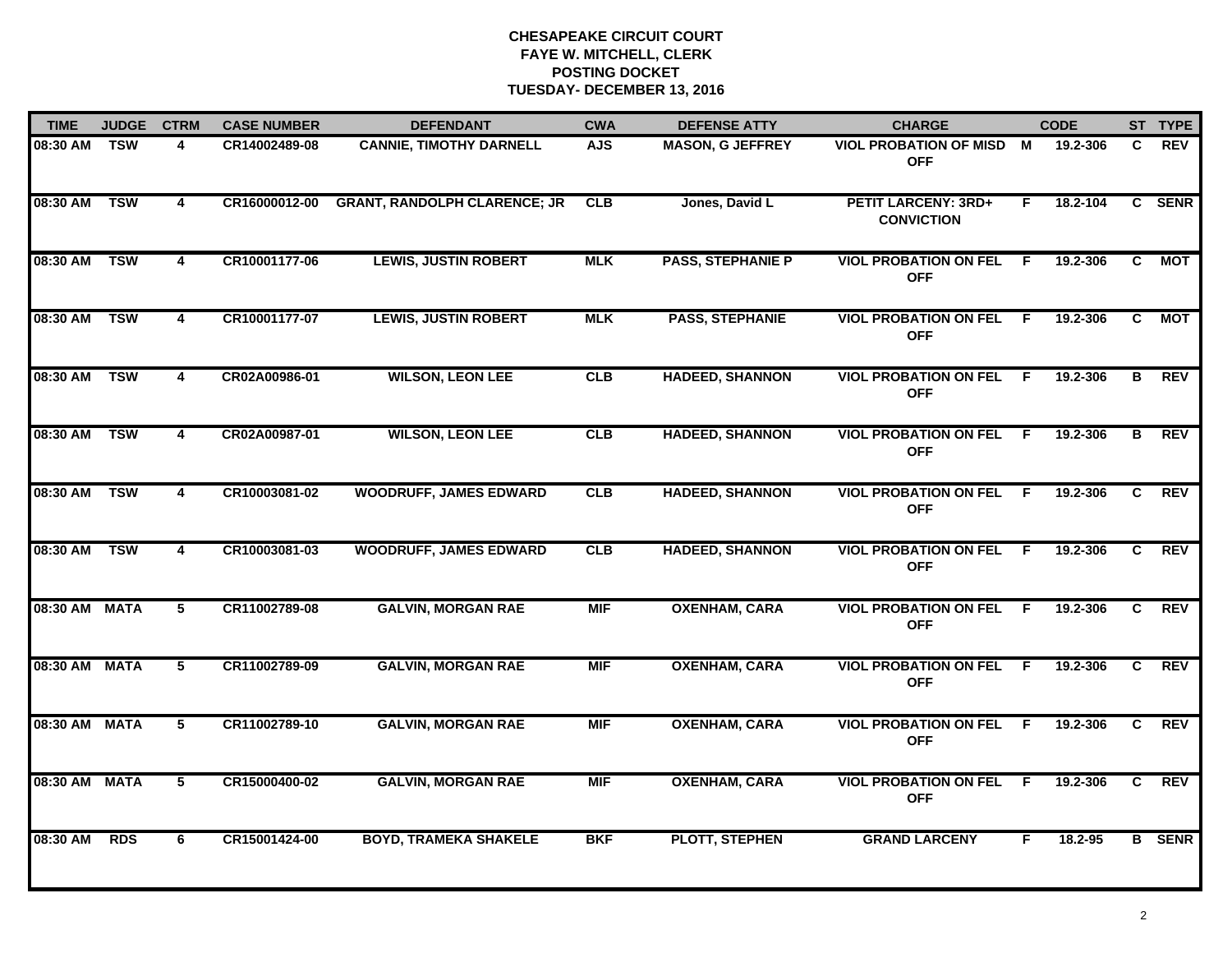**CHESAPEAKE CIRCUIT COURT**
**FAYE W. MITCHELL, CLERK**
**POSTING DOCKET**
**TUESDAY- DECEMBER 13, 2016**

| TIME | JUDGE | CTRM | CASE NUMBER | DEFENDANT | CWA | DEFENSE ATTY | CHARGE | | CODE | ST | TYPE |
|---|---|---|---|---|---|---|---|---|---|---|---|
| 08:30 AM | TSW | 4 | CR14002489-08 | CANNIE, TIMOTHY DARNELL | AJS | MASON, G JEFFREY | VIOL PROBATION OF MISD OFF | M | 19.2-306 | C | REV |
| 08:30 AM | TSW | 4 | CR16000012-00 | GRANT, RANDOLPH CLARENCE; JR | CLB | Jones, David L | PETIT LARCENY: 3RD+ CONVICTION | F | 18.2-104 | C | SENR |
| 08:30 AM | TSW | 4 | CR10001177-06 | LEWIS, JUSTIN ROBERT | MLK | PASS, STEPHANIE P | VIOL PROBATION ON FEL OFF | F | 19.2-306 | C | MOT |
| 08:30 AM | TSW | 4 | CR10001177-07 | LEWIS, JUSTIN ROBERT | MLK | PASS, STEPHANIE | VIOL PROBATION ON FEL OFF | F | 19.2-306 | C | MOT |
| 08:30 AM | TSW | 4 | CR02A00986-01 | WILSON, LEON LEE | CLB | HADEED, SHANNON | VIOL PROBATION ON FEL OFF | F | 19.2-306 | B | REV |
| 08:30 AM | TSW | 4 | CR02A00987-01 | WILSON, LEON LEE | CLB | HADEED, SHANNON | VIOL PROBATION ON FEL OFF | F | 19.2-306 | B | REV |
| 08:30 AM | TSW | 4 | CR10003081-02 | WOODRUFF, JAMES EDWARD | CLB | HADEED, SHANNON | VIOL PROBATION ON FEL OFF | F | 19.2-306 | C | REV |
| 08:30 AM | TSW | 4 | CR10003081-03 | WOODRUFF, JAMES EDWARD | CLB | HADEED, SHANNON | VIOL PROBATION ON FEL OFF | F | 19.2-306 | C | REV |
| 08:30 AM | MATA | 5 | CR11002789-08 | GALVIN, MORGAN RAE | MIF | OXENHAM, CARA | VIOL PROBATION ON FEL OFF | F | 19.2-306 | C | REV |
| 08:30 AM | MATA | 5 | CR11002789-09 | GALVIN, MORGAN RAE | MIF | OXENHAM, CARA | VIOL PROBATION ON FEL OFF | F | 19.2-306 | C | REV |
| 08:30 AM | MATA | 5 | CR11002789-10 | GALVIN, MORGAN RAE | MIF | OXENHAM, CARA | VIOL PROBATION ON FEL OFF | F | 19.2-306 | C | REV |
| 08:30 AM | MATA | 5 | CR15000400-02 | GALVIN, MORGAN RAE | MIF | OXENHAM, CARA | VIOL PROBATION ON FEL OFF | F | 19.2-306 | C | REV |
| 08:30 AM | RDS | 6 | CR15001424-00 | BOYD, TRAMEKA SHAKELE | BKF | PLOTT, STEPHEN | GRAND LARCENY | F | 18.2-95 | B | SENR |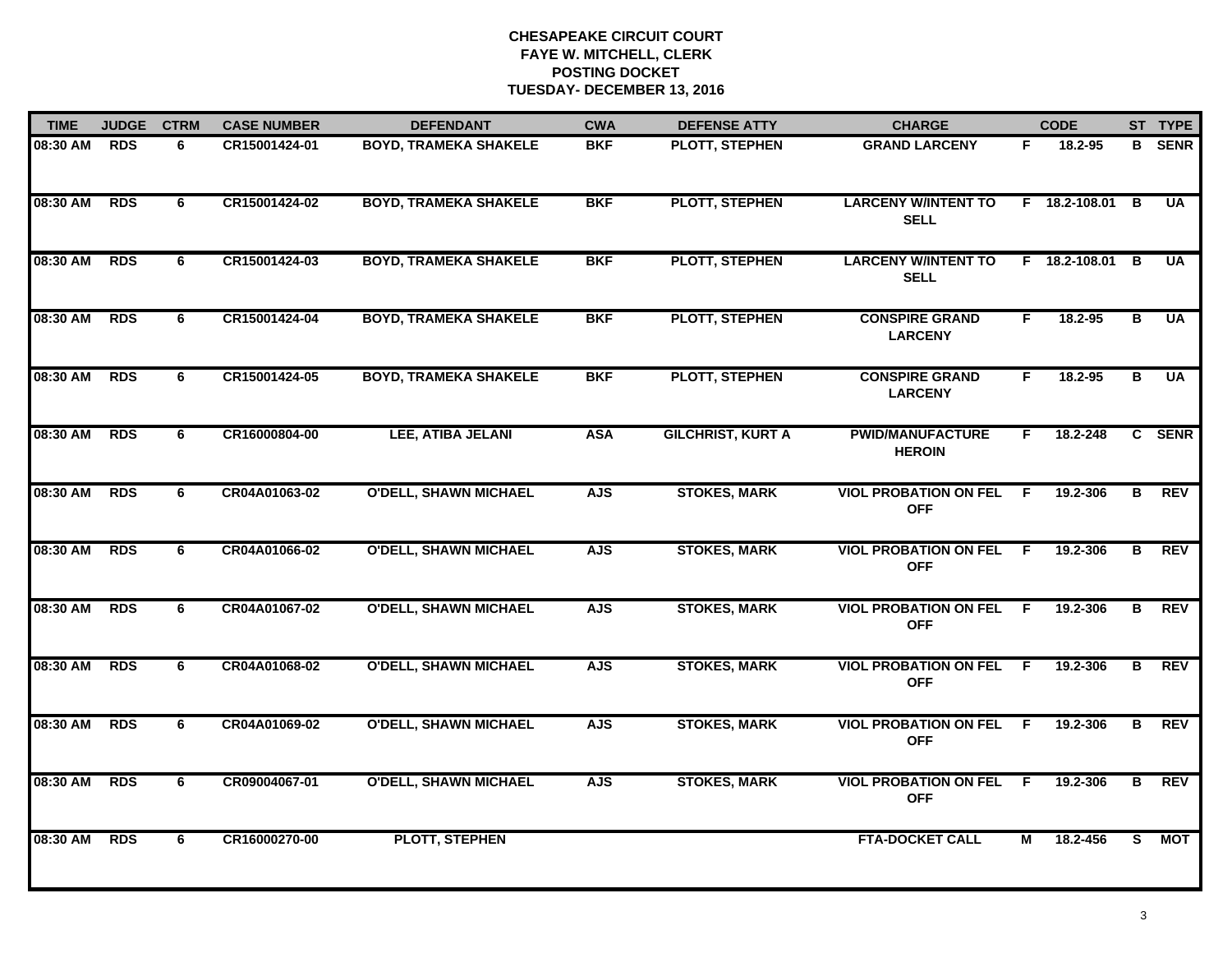# CHESAPEAKE CIRCUIT COURT
## FAYE W. MITCHELL, CLERK
## POSTING DOCKET
## TUESDAY- DECEMBER 13, 2016

| TIME | JUDGE | CTRM | CASE NUMBER | DEFENDANT | CWA | DEFENSE ATTY | CHARGE | | CODE | ST | TYPE |
|---|---|---|---|---|---|---|---|---|---|---|---|
| 08:30 AM | RDS | 6 | CR15001424-01 | BOYD, TRAMEKA SHAKELE | BKF | PLOTT, STEPHEN | GRAND LARCENY | F | 18.2-95 | B | SENR |
| 08:30 AM | RDS | 6 | CR15001424-02 | BOYD, TRAMEKA SHAKELE | BKF | PLOTT, STEPHEN | LARCENY W/INTENT TO SELL | F | 18.2-108.01 | B | UA |
| 08:30 AM | RDS | 6 | CR15001424-03 | BOYD, TRAMEKA SHAKELE | BKF | PLOTT, STEPHEN | LARCENY W/INTENT TO SELL | F | 18.2-108.01 | B | UA |
| 08:30 AM | RDS | 6 | CR15001424-04 | BOYD, TRAMEKA SHAKELE | BKF | PLOTT, STEPHEN | CONSPIRE GRAND LARCENY | F | 18.2-95 | B | UA |
| 08:30 AM | RDS | 6 | CR15001424-05 | BOYD, TRAMEKA SHAKELE | BKF | PLOTT, STEPHEN | CONSPIRE GRAND LARCENY | F | 18.2-95 | B | UA |
| 08:30 AM | RDS | 6 | CR16000804-00 | LEE, ATIBA JELANI | ASA | GILCHRIST, KURT A | PWID/MANUFACTURE HEROIN | F | 18.2-248 | C | SENR |
| 08:30 AM | RDS | 6 | CR04A01063-02 | O'DELL, SHAWN MICHAEL | AJS | STOKES, MARK | VIOL PROBATION ON FEL OFF | F | 19.2-306 | B | REV |
| 08:30 AM | RDS | 6 | CR04A01066-02 | O'DELL, SHAWN MICHAEL | AJS | STOKES, MARK | VIOL PROBATION ON FEL OFF | F | 19.2-306 | B | REV |
| 08:30 AM | RDS | 6 | CR04A01067-02 | O'DELL, SHAWN MICHAEL | AJS | STOKES, MARK | VIOL PROBATION ON FEL OFF | F | 19.2-306 | B | REV |
| 08:30 AM | RDS | 6 | CR04A01068-02 | O'DELL, SHAWN MICHAEL | AJS | STOKES, MARK | VIOL PROBATION ON FEL OFF | F | 19.2-306 | B | REV |
| 08:30 AM | RDS | 6 | CR04A01069-02 | O'DELL, SHAWN MICHAEL | AJS | STOKES, MARK | VIOL PROBATION ON FEL OFF | F | 19.2-306 | B | REV |
| 08:30 AM | RDS | 6 | CR09004067-01 | O'DELL, SHAWN MICHAEL | AJS | STOKES, MARK | VIOL PROBATION ON FEL OFF | F | 19.2-306 | B | REV |
| 08:30 AM | RDS | 6 | CR16000270-00 | PLOTT, STEPHEN | | | FTA-DOCKET CALL | M | 18.2-456 | S | MOT |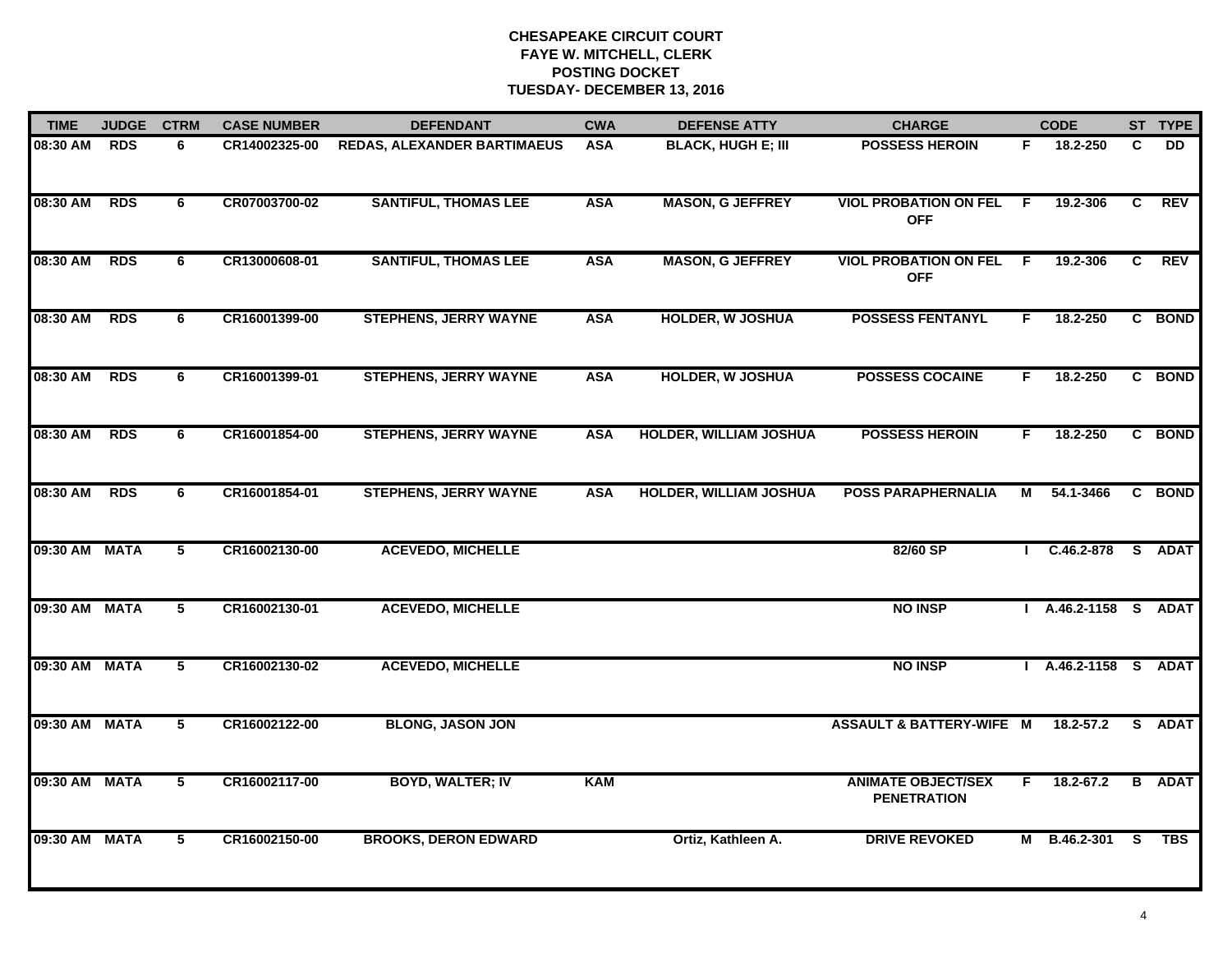# CHESAPEAKE CIRCUIT COURT
## FAYE W. MITCHELL, CLERK
## POSTING DOCKET
## TUESDAY- DECEMBER 13, 2016

| TIME | JUDGE | CTRM | CASE NUMBER | DEFENDANT | CWA | DEFENSE ATTY | CHARGE | | CODE | ST | TYPE |
|---|---|---|---|---|---|---|---|---|---|---|---|
| 08:30 AM | RDS | 6 | CR14002325-00 | REDAS, ALEXANDER BARTIMAEUS | ASA | BLACK, HUGH E; III | POSSESS HEROIN | F | 18.2-250 | C | DD |
| 08:30 AM | RDS | 6 | CR07003700-02 | SANTIFUL, THOMAS LEE | ASA | MASON, G JEFFREY | VIOL PROBATION ON FEL OFF | F | 19.2-306 | C | REV |
| 08:30 AM | RDS | 6 | CR13000608-01 | SANTIFUL, THOMAS LEE | ASA | MASON, G JEFFREY | VIOL PROBATION ON FEL OFF | F | 19.2-306 | C | REV |
| 08:30 AM | RDS | 6 | CR16001399-00 | STEPHENS, JERRY WAYNE | ASA | HOLDER, W JOSHUA | POSSESS FENTANYL | F | 18.2-250 | C | BOND |
| 08:30 AM | RDS | 6 | CR16001399-01 | STEPHENS, JERRY WAYNE | ASA | HOLDER, W JOSHUA | POSSESS COCAINE | F | 18.2-250 | C | BOND |
| 08:30 AM | RDS | 6 | CR16001854-00 | STEPHENS, JERRY WAYNE | ASA | HOLDER, WILLIAM JOSHUA | POSSESS HEROIN | F | 18.2-250 | C | BOND |
| 08:30 AM | RDS | 6 | CR16001854-01 | STEPHENS, JERRY WAYNE | ASA | HOLDER, WILLIAM JOSHUA | POSS PARAPHERNALIA | M | 54.1-3466 | C | BOND |
| 09:30 AM | MATA | 5 | CR16002130-00 | ACEVEDO, MICHELLE | | | 82/60 SP | I | C.46.2-878 | S | ADAT |
| 09:30 AM | MATA | 5 | CR16002130-01 | ACEVEDO, MICHELLE | | | NO INSP | I | A.46.2-1158 | S | ADAT |
| 09:30 AM | MATA | 5 | CR16002130-02 | ACEVEDO, MICHELLE | | | NO INSP | I | A.46.2-1158 | S | ADAT |
| 09:30 AM | MATA | 5 | CR16002122-00 | BLONG, JASON JON | | | ASSAULT & BATTERY-WIFE | M | 18.2-57.2 | S | ADAT |
| 09:30 AM | MATA | 5 | CR16002117-00 | BOYD, WALTER; IV | KAM | | ANIMATE OBJECT/SEX PENETRATION | F | 18.2-67.2 | B | ADAT |
| 09:30 AM | MATA | 5 | CR16002150-00 | BROOKS, DERON EDWARD | | Ortiz, Kathleen A. | DRIVE REVOKED | M | B.46.2-301 | S | TBS |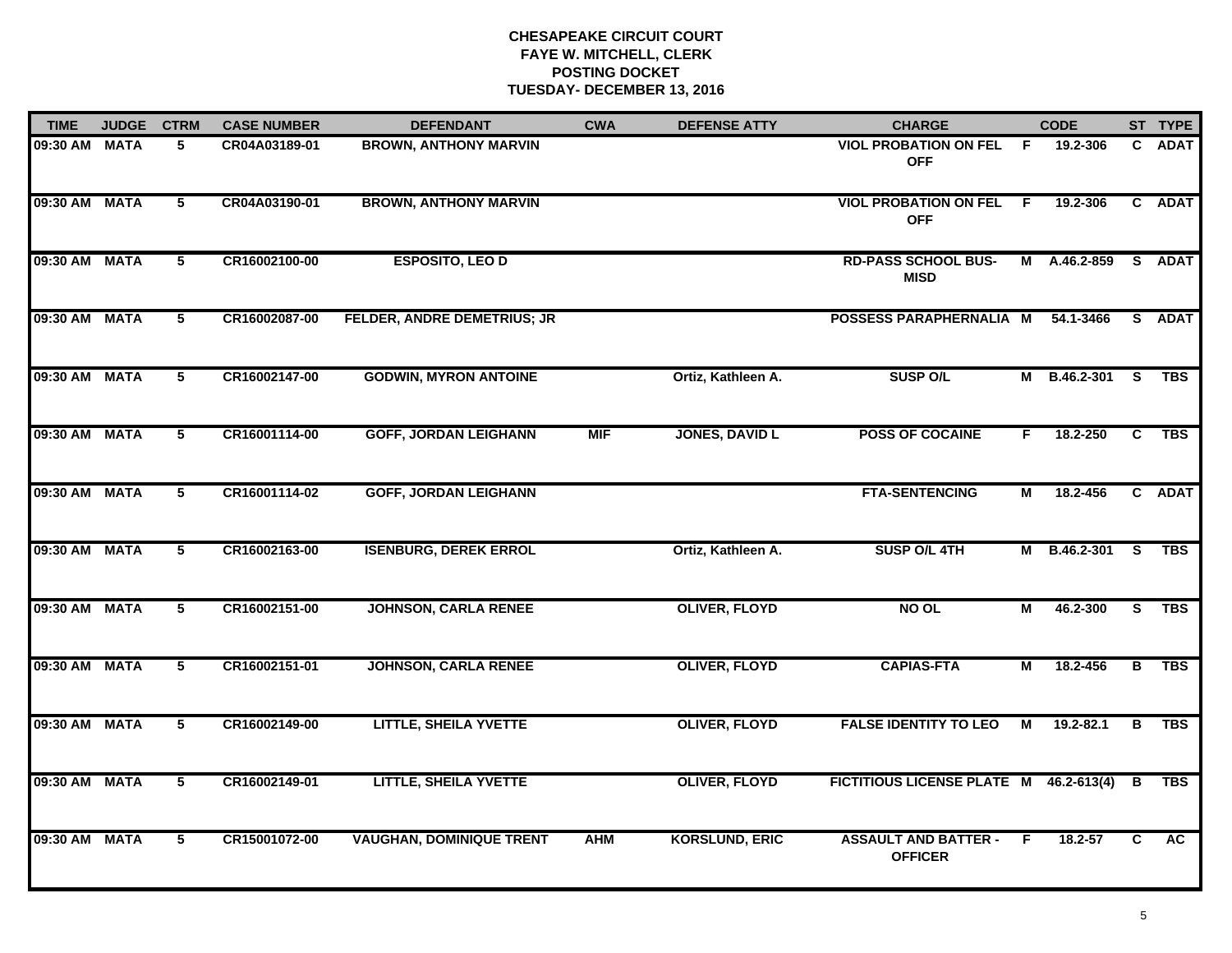# CHESAPEAKE CIRCUIT COURT
## FAYE W. MITCHELL, CLERK
## POSTING DOCKET
## TUESDAY- DECEMBER 13, 2016

| TIME | JUDGE | CTRM | CASE NUMBER | DEFENDANT | CWA | DEFENSE ATTY | CHARGE | | CODE | ST | TYPE |
|---|---|---|---|---|---|---|---|---|---|---|---|
| 09:30 AM | MATA | 5 | CR04A03189-01 | BROWN, ANTHONY MARVIN | | | VIOL PROBATION ON FEL OFF | F | 19.2-306 | C | ADAT |
| 09:30 AM | MATA | 5 | CR04A03190-01 | BROWN, ANTHONY MARVIN | | | VIOL PROBATION ON FEL OFF | F | 19.2-306 | C | ADAT |
| 09:30 AM | MATA | 5 | CR16002100-00 | ESPOSITO, LEO D | | | RD-PASS SCHOOL BUS-MISD | M | A.46.2-859 | S | ADAT |
| 09:30 AM | MATA | 5 | CR16002087-00 | FELDER, ANDRE DEMETRIUS; JR | | | POSSESS PARAPHERNALIA | M | 54.1-3466 | S | ADAT |
| 09:30 AM | MATA | 5 | CR16002147-00 | GODWIN, MYRON ANTOINE | | Ortiz, Kathleen A. | SUSP O/L | M | B.46.2-301 | S | TBS |
| 09:30 AM | MATA | 5 | CR16001114-00 | GOFF, JORDAN LEIGHANN | MIF | JONES, DAVID L | POSS OF COCAINE | F | 18.2-250 | C | TBS |
| 09:30 AM | MATA | 5 | CR16001114-02 | GOFF, JORDAN LEIGHANN | | | FTA-SENTENCING | M | 18.2-456 | C | ADAT |
| 09:30 AM | MATA | 5 | CR16002163-00 | ISENBURG, DEREK ERROL | | Ortiz, Kathleen A. | SUSP O/L 4TH | M | B.46.2-301 | S | TBS |
| 09:30 AM | MATA | 5 | CR16002151-00 | JOHNSON, CARLA RENEE | | OLIVER, FLOYD | NO OL | M | 46.2-300 | S | TBS |
| 09:30 AM | MATA | 5 | CR16002151-01 | JOHNSON, CARLA RENEE | | OLIVER, FLOYD | CAPIAS-FTA | M | 18.2-456 | B | TBS |
| 09:30 AM | MATA | 5 | CR16002149-00 | LITTLE, SHEILA YVETTE | | OLIVER, FLOYD | FALSE IDENTITY TO LEO | M | 19.2-82.1 | B | TBS |
| 09:30 AM | MATA | 5 | CR16002149-01 | LITTLE, SHEILA YVETTE | | OLIVER, FLOYD | FICTITIOUS LICENSE PLATE | M | 46.2-613(4) | B | TBS |
| 09:30 AM | MATA | 5 | CR15001072-00 | VAUGHAN, DOMINIQUE TRENT | AHM | KORSLUND, ERIC | ASSAULT AND BATTER - OFFICER | F | 18.2-57 | C | AC |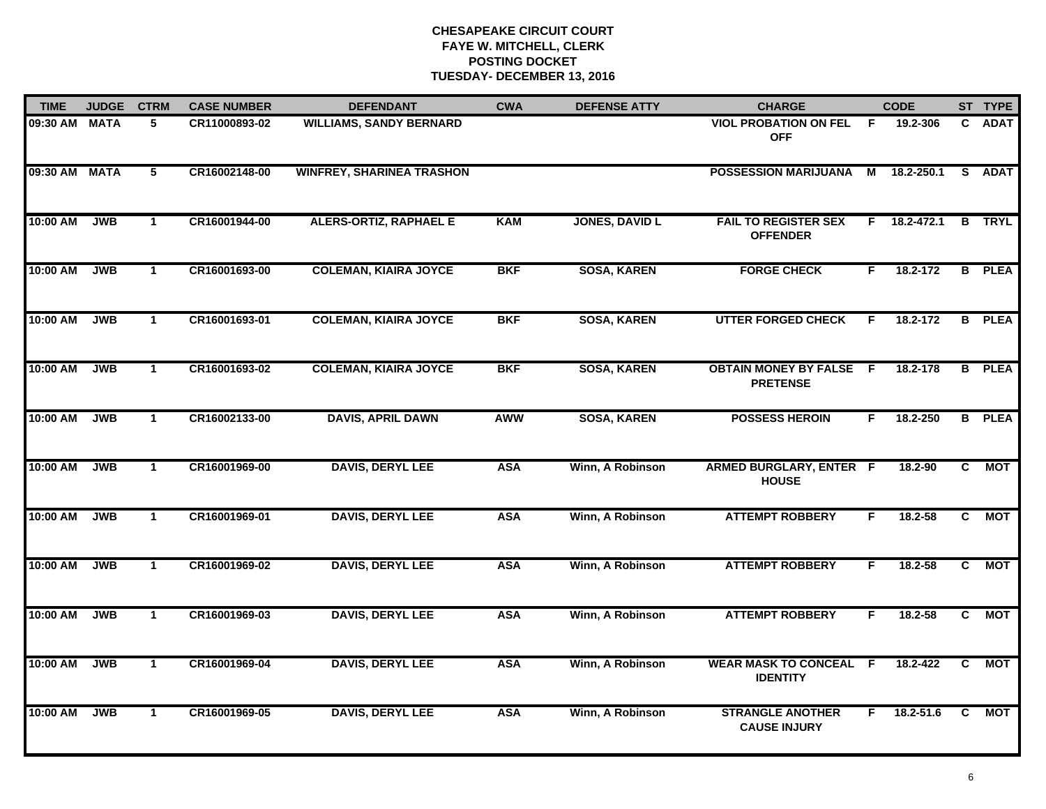# CHESAPEAKE CIRCUIT COURT
## FAYE W. MITCHELL, CLERK
## POSTING DOCKET
## TUESDAY- DECEMBER 13, 2016

| TIME | JUDGE | CTRM | CASE NUMBER | DEFENDANT | CWA | DEFENSE ATTY | CHARGE | | CODE | ST | TYPE |
|---|---|---|---|---|---|---|---|---|---|---|---|
| 09:30 AM | MATA | 5 | CR11000893-02 | WILLIAMS, SANDY BERNARD | | | VIOL PROBATION ON FEL OFF | F | 19.2-306 | C | ADAT |
| 09:30 AM | MATA | 5 | CR16002148-00 | WINFREY, SHARINEA TRASHON | | | POSSESSION MARIJUANA | M | 18.2-250.1 | S | ADAT |
| 10:00 AM | JWB | 1 | CR16001944-00 | ALERS-ORTIZ, RAPHAEL E | KAM | JONES, DAVID L | FAIL TO REGISTER SEX OFFENDER | F | 18.2-472.1 | B | TRYL |
| 10:00 AM | JWB | 1 | CR16001693-00 | COLEMAN, KIAIRA JOYCE | BKF | SOSA, KAREN | FORGE CHECK | F | 18.2-172 | B | PLEA |
| 10:00 AM | JWB | 1 | CR16001693-01 | COLEMAN, KIAIRA JOYCE | BKF | SOSA, KAREN | UTTER FORGED CHECK | F | 18.2-172 | B | PLEA |
| 10:00 AM | JWB | 1 | CR16001693-02 | COLEMAN, KIAIRA JOYCE | BKF | SOSA, KAREN | OBTAIN MONEY BY FALSE PRETENSE | F | 18.2-178 | B | PLEA |
| 10:00 AM | JWB | 1 | CR16002133-00 | DAVIS, APRIL DAWN | AWW | SOSA, KAREN | POSSESS HEROIN | F | 18.2-250 | B | PLEA |
| 10:00 AM | JWB | 1 | CR16001969-00 | DAVIS, DERYL LEE | ASA | Winn, A Robinson | ARMED BURGLARY, ENTER HOUSE | F | 18.2-90 | C | MOT |
| 10:00 AM | JWB | 1 | CR16001969-01 | DAVIS, DERYL LEE | ASA | Winn, A Robinson | ATTEMPT ROBBERY | F | 18.2-58 | C | MOT |
| 10:00 AM | JWB | 1 | CR16001969-02 | DAVIS, DERYL LEE | ASA | Winn, A Robinson | ATTEMPT ROBBERY | F | 18.2-58 | C | MOT |
| 10:00 AM | JWB | 1 | CR16001969-03 | DAVIS, DERYL LEE | ASA | Winn, A Robinson | ATTEMPT ROBBERY | F | 18.2-58 | C | MOT |
| 10:00 AM | JWB | 1 | CR16001969-04 | DAVIS, DERYL LEE | ASA | Winn, A Robinson | WEAR MASK TO CONCEAL IDENTITY | F | 18.2-422 | C | MOT |
| 10:00 AM | JWB | 1 | CR16001969-05 | DAVIS, DERYL LEE | ASA | Winn, A Robinson | STRANGLE ANOTHER CAUSE INJURY | F | 18.2-51.6 | C | MOT |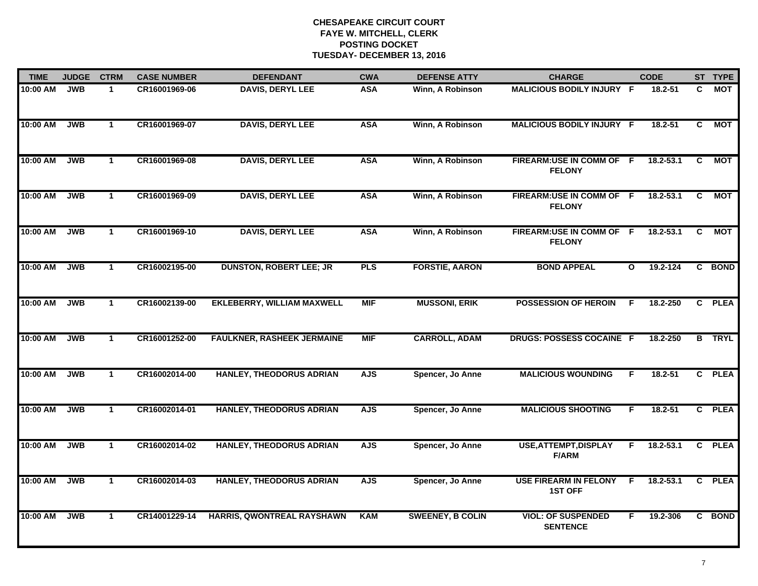**CHESAPEAKE CIRCUIT COURT**
**FAYE W. MITCHELL, CLERK**
**POSTING DOCKET**
**TUESDAY- DECEMBER 13, 2016**

| TIME | JUDGE | CTRM | CASE NUMBER | DEFENDANT | CWA | DEFENSE ATTY | CHARGE | | CODE | ST | TYPE |
|---|---|---|---|---|---|---|---|---|---|---|---|
| 10:00 AM | JWB | 1 | CR16001969-06 | DAVIS, DERYL LEE | ASA | Winn, A Robinson | MALICIOUS BODILY INJURY | F | 18.2-51 | C | MOT |
| 10:00 AM | JWB | 1 | CR16001969-07 | DAVIS, DERYL LEE | ASA | Winn, A Robinson | MALICIOUS BODILY INJURY | F | 18.2-51 | C | MOT |
| 10:00 AM | JWB | 1 | CR16001969-08 | DAVIS, DERYL LEE | ASA | Winn, A Robinson | FIREARM:USE IN COMM OF FELONY | F | 18.2-53.1 | C | MOT |
| 10:00 AM | JWB | 1 | CR16001969-09 | DAVIS, DERYL LEE | ASA | Winn, A Robinson | FIREARM:USE IN COMM OF FELONY | F | 18.2-53.1 | C | MOT |
| 10:00 AM | JWB | 1 | CR16001969-10 | DAVIS, DERYL LEE | ASA | Winn, A Robinson | FIREARM:USE IN COMM OF FELONY | F | 18.2-53.1 | C | MOT |
| 10:00 AM | JWB | 1 | CR16002195-00 | DUNSTON, ROBERT LEE; JR | PLS | FORSTIE, AARON | BOND APPEAL | O | 19.2-124 | C | BOND |
| 10:00 AM | JWB | 1 | CR16002139-00 | EKLEBERRY, WILLIAM MAXWELL | MIF | MUSSONI, ERIK | POSSESSION OF HEROIN | F | 18.2-250 | C | PLEA |
| 10:00 AM | JWB | 1 | CR16001252-00 | FAULKNER, RASHEEK JERMAINE | MIF | CARROLL, ADAM | DRUGS: POSSESS COCAINE | F | 18.2-250 | B | TRYL |
| 10:00 AM | JWB | 1 | CR16002014-00 | HANLEY, THEODORUS ADRIAN | AJS | Spencer, Jo Anne | MALICIOUS WOUNDING | F | 18.2-51 | C | PLEA |
| 10:00 AM | JWB | 1 | CR16002014-01 | HANLEY, THEODORUS ADRIAN | AJS | Spencer, Jo Anne | MALICIOUS SHOOTING | F | 18.2-51 | C | PLEA |
| 10:00 AM | JWB | 1 | CR16002014-02 | HANLEY, THEODORUS ADRIAN | AJS | Spencer, Jo Anne | USE,ATTEMPT,DISPLAY F/ARM | F | 18.2-53.1 | C | PLEA |
| 10:00 AM | JWB | 1 | CR16002014-03 | HANLEY, THEODORUS ADRIAN | AJS | Spencer, Jo Anne | USE FIREARM IN FELONY 1ST OFF | F | 18.2-53.1 | C | PLEA |
| 10:00 AM | JWB | 1 | CR14001229-14 | HARRIS, QWONTREAL RAYSHAWN | KAM | SWEENEY, B COLIN | VIOL: OF SUSPENDED SENTENCE | F | 19.2-306 | C | BOND |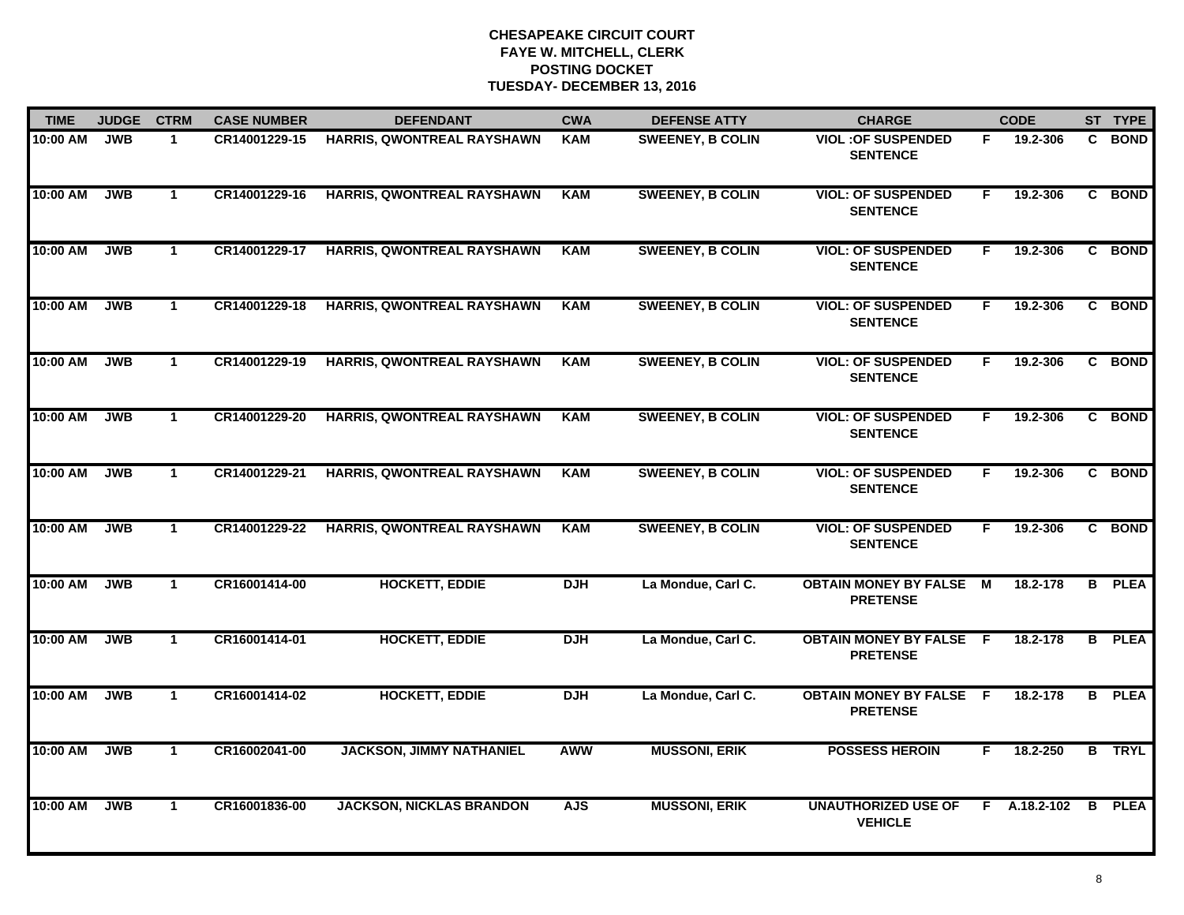**CHESAPEAKE CIRCUIT COURT**
**FAYE W. MITCHELL, CLERK**
**POSTING DOCKET**
**TUESDAY- DECEMBER 13, 2016**

| TIME | JUDGE | CTRM | CASE NUMBER | DEFENDANT | CWA | DEFENSE ATTY | CHARGE | | CODE | ST | TYPE |
|---|---|---|---|---|---|---|---|---|---|---|---|
| 10:00 AM | JWB | 1 | CR14001229-15 | HARRIS, QWONTREAL RAYSHAWN | KAM | SWEENEY, B COLIN | VIOL :OF SUSPENDED SENTENCE | F | 19.2-306 | C | BOND |
| 10:00 AM | JWB | 1 | CR14001229-16 | HARRIS, QWONTREAL RAYSHAWN | KAM | SWEENEY, B COLIN | VIOL: OF SUSPENDED SENTENCE | F | 19.2-306 | C | BOND |
| 10:00 AM | JWB | 1 | CR14001229-17 | HARRIS, QWONTREAL RAYSHAWN | KAM | SWEENEY, B COLIN | VIOL: OF SUSPENDED SENTENCE | F | 19.2-306 | C | BOND |
| 10:00 AM | JWB | 1 | CR14001229-18 | HARRIS, QWONTREAL RAYSHAWN | KAM | SWEENEY, B COLIN | VIOL: OF SUSPENDED SENTENCE | F | 19.2-306 | C | BOND |
| 10:00 AM | JWB | 1 | CR14001229-19 | HARRIS, QWONTREAL RAYSHAWN | KAM | SWEENEY, B COLIN | VIOL: OF SUSPENDED SENTENCE | F | 19.2-306 | C | BOND |
| 10:00 AM | JWB | 1 | CR14001229-20 | HARRIS, QWONTREAL RAYSHAWN | KAM | SWEENEY, B COLIN | VIOL: OF SUSPENDED SENTENCE | F | 19.2-306 | C | BOND |
| 10:00 AM | JWB | 1 | CR14001229-21 | HARRIS, QWONTREAL RAYSHAWN | KAM | SWEENEY, B COLIN | VIOL: OF SUSPENDED SENTENCE | F | 19.2-306 | C | BOND |
| 10:00 AM | JWB | 1 | CR14001229-22 | HARRIS, QWONTREAL RAYSHAWN | KAM | SWEENEY, B COLIN | VIOL: OF SUSPENDED SENTENCE | F | 19.2-306 | C | BOND |
| 10:00 AM | JWB | 1 | CR16001414-00 | HOCKETT, EDDIE | DJH | La Mondue, Carl C. | OBTAIN MONEY BY FALSE PRETENSE | M | 18.2-178 | B | PLEA |
| 10:00 AM | JWB | 1 | CR16001414-01 | HOCKETT, EDDIE | DJH | La Mondue, Carl C. | OBTAIN MONEY BY FALSE PRETENSE | F | 18.2-178 | B | PLEA |
| 10:00 AM | JWB | 1 | CR16001414-02 | HOCKETT, EDDIE | DJH | La Mondue, Carl C. | OBTAIN MONEY BY FALSE PRETENSE | F | 18.2-178 | B | PLEA |
| 10:00 AM | JWB | 1 | CR16002041-00 | JACKSON, JIMMY NATHANIEL | AWW | MUSSONI, ERIK | POSSESS HEROIN | F | 18.2-250 | B | TRYL |
| 10:00 AM | JWB | 1 | CR16001836-00 | JACKSON, NICKLAS BRANDON | AJS | MUSSONI, ERIK | UNAUTHORIZED USE OF VEHICLE | F | A.18.2-102 | B | PLEA |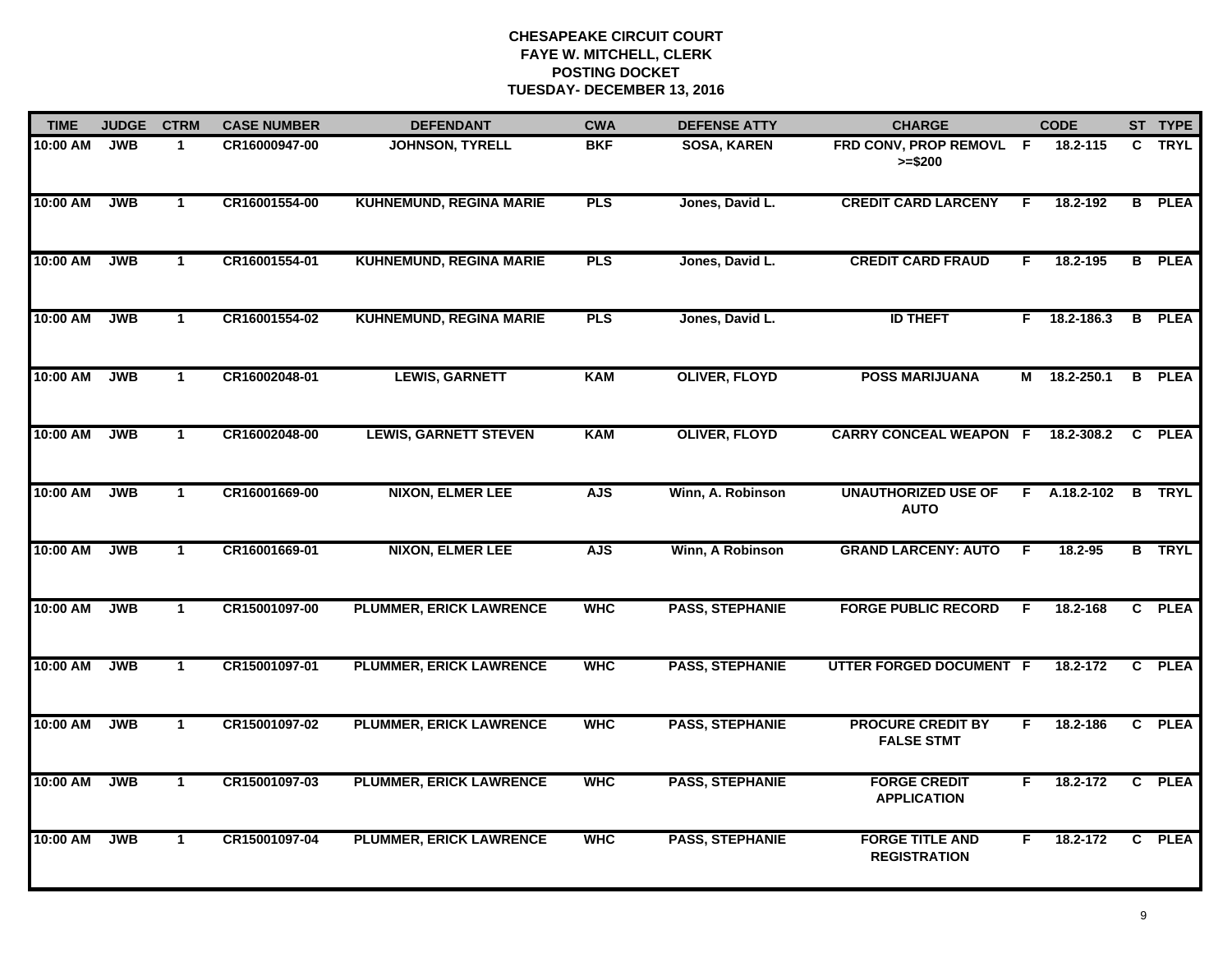# CHESAPEAKE CIRCUIT COURT
## FAYE W. MITCHELL, CLERK
## POSTING DOCKET
## TUESDAY- DECEMBER 13, 2016

| TIME | JUDGE | CTRM | CASE NUMBER | DEFENDANT | CWA | DEFENSE ATTY | CHARGE | | CODE | ST | TYPE |
|---|---|---|---|---|---|---|---|---|---|---|---|
| 10:00 AM | JWB | 1 | CR16000947-00 | JOHNSON, TYRELL | BKF | SOSA, KAREN | FRD CONV, PROP REMOVL >=$200 | F | 18.2-115 | C | TRYL |
| 10:00 AM | JWB | 1 | CR16001554-00 | KUHNEMUND, REGINA MARIE | PLS | Jones, David L. | CREDIT CARD LARCENY | F | 18.2-192 | B | PLEA |
| 10:00 AM | JWB | 1 | CR16001554-01 | KUHNEMUND, REGINA MARIE | PLS | Jones, David L. | CREDIT CARD FRAUD | F | 18.2-195 | B | PLEA |
| 10:00 AM | JWB | 1 | CR16001554-02 | KUHNEMUND, REGINA MARIE | PLS | Jones, David L. | ID THEFT | F | 18.2-186.3 | B | PLEA |
| 10:00 AM | JWB | 1 | CR16002048-01 | LEWIS, GARNETT | KAM | OLIVER, FLOYD | POSS MARIJUANA | M | 18.2-250.1 | B | PLEA |
| 10:00 AM | JWB | 1 | CR16002048-00 | LEWIS, GARNETT STEVEN | KAM | OLIVER, FLOYD | CARRY CONCEAL WEAPON | F | 18.2-308.2 | C | PLEA |
| 10:00 AM | JWB | 1 | CR16001669-00 | NIXON, ELMER LEE | AJS | Winn, A. Robinson | UNAUTHORIZED USE OF AUTO | F | A.18.2-102 | B | TRYL |
| 10:00 AM | JWB | 1 | CR16001669-01 | NIXON, ELMER LEE | AJS | Winn, A Robinson | GRAND LARCENY: AUTO | F | 18.2-95 | B | TRYL |
| 10:00 AM | JWB | 1 | CR15001097-00 | PLUMMER, ERICK LAWRENCE | WHC | PASS, STEPHANIE | FORGE PUBLIC RECORD | F | 18.2-168 | C | PLEA |
| 10:00 AM | JWB | 1 | CR15001097-01 | PLUMMER, ERICK LAWRENCE | WHC | PASS, STEPHANIE | UTTER FORGED DOCUMENT | F | 18.2-172 | C | PLEA |
| 10:00 AM | JWB | 1 | CR15001097-02 | PLUMMER, ERICK LAWRENCE | WHC | PASS, STEPHANIE | PROCURE CREDIT BY FALSE STMT | F | 18.2-186 | C | PLEA |
| 10:00 AM | JWB | 1 | CR15001097-03 | PLUMMER, ERICK LAWRENCE | WHC | PASS, STEPHANIE | FORGE CREDIT APPLICATION | F | 18.2-172 | C | PLEA |
| 10:00 AM | JWB | 1 | CR15001097-04 | PLUMMER, ERICK LAWRENCE | WHC | PASS, STEPHANIE | FORGE TITLE AND REGISTRATION | F | 18.2-172 | C | PLEA |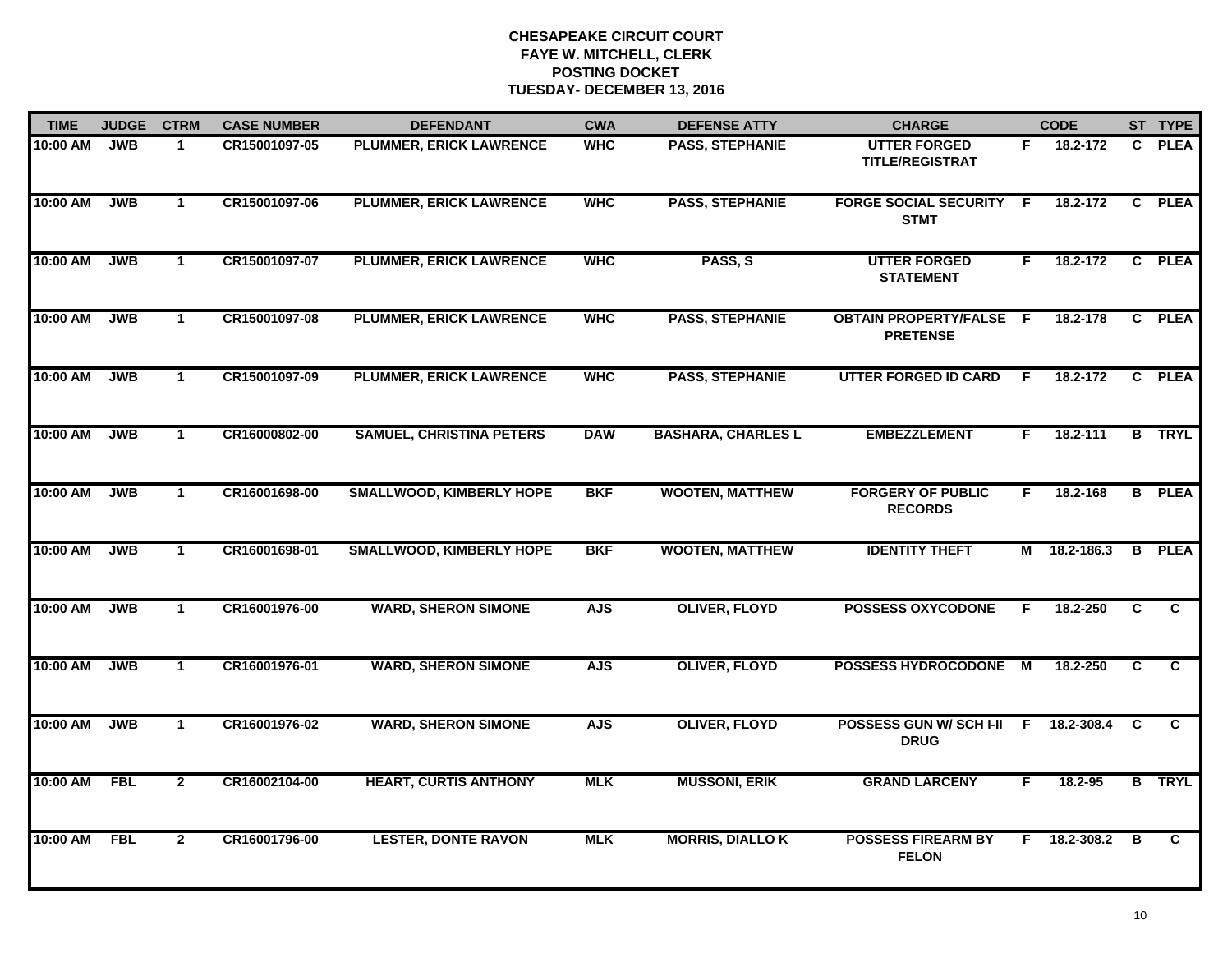# CHESAPEAKE CIRCUIT COURT
## FAYE W. MITCHELL, CLERK
## POSTING DOCKET
## TUESDAY- DECEMBER 13, 2016

| TIME | JUDGE | CTRM | CASE NUMBER | DEFENDANT | CWA | DEFENSE ATTY | CHARGE | | CODE | ST | TYPE |
|---|---|---|---|---|---|---|---|---|---|---|---|
| 10:00 AM | JWB | 1 | CR15001097-05 | PLUMMER, ERICK LAWRENCE | WHC | PASS, STEPHANIE | UTTER FORGED TITLE/REGISTRAT | F | 18.2-172 | C | PLEA |
| 10:00 AM | JWB | 1 | CR15001097-06 | PLUMMER, ERICK LAWRENCE | WHC | PASS, STEPHANIE | FORGE SOCIAL SECURITY STMT | F | 18.2-172 | C | PLEA |
| 10:00 AM | JWB | 1 | CR15001097-07 | PLUMMER, ERICK LAWRENCE | WHC | PASS, S | UTTER FORGED STATEMENT | F | 18.2-172 | C | PLEA |
| 10:00 AM | JWB | 1 | CR15001097-08 | PLUMMER, ERICK LAWRENCE | WHC | PASS, STEPHANIE | OBTAIN PROPERTY/FALSE PRETENSE | F | 18.2-178 | C | PLEA |
| 10:00 AM | JWB | 1 | CR15001097-09 | PLUMMER, ERICK LAWRENCE | WHC | PASS, STEPHANIE | UTTER FORGED ID CARD | F | 18.2-172 | C | PLEA |
| 10:00 AM | JWB | 1 | CR16000802-00 | SAMUEL, CHRISTINA PETERS | DAW | BASHARA, CHARLES L | EMBEZZLEMENT | F | 18.2-111 | B | TRYL |
| 10:00 AM | JWB | 1 | CR16001698-00 | SMALLWOOD, KIMBERLY HOPE | BKF | WOOTEN, MATTHEW | FORGERY OF PUBLIC RECORDS | F | 18.2-168 | B | PLEA |
| 10:00 AM | JWB | 1 | CR16001698-01 | SMALLWOOD, KIMBERLY HOPE | BKF | WOOTEN, MATTHEW | IDENTITY THEFT | M | 18.2-186.3 | B | PLEA |
| 10:00 AM | JWB | 1 | CR16001976-00 | WARD, SHERON SIMONE | AJS | OLIVER, FLOYD | POSSESS OXYCODONE | F | 18.2-250 | C | C |
| 10:00 AM | JWB | 1 | CR16001976-01 | WARD, SHERON SIMONE | AJS | OLIVER, FLOYD | POSSESS HYDROCODONE | M | 18.2-250 | C | C |
| 10:00 AM | JWB | 1 | CR16001976-02 | WARD, SHERON SIMONE | AJS | OLIVER, FLOYD | POSSESS GUN W/ SCH I-II DRUG | F | 18.2-308.4 | C | C |
| 10:00 AM | FBL | 2 | CR16002104-00 | HEART, CURTIS ANTHONY | MLK | MUSSONI, ERIK | GRAND LARCENY | F | 18.2-95 | B | TRYL |
| 10:00 AM | FBL | 2 | CR16001796-00 | LESTER, DONTE RAVON | MLK | MORRIS, DIALLO K | POSSESS FIREARM BY FELON | F | 18.2-308.2 | B | C |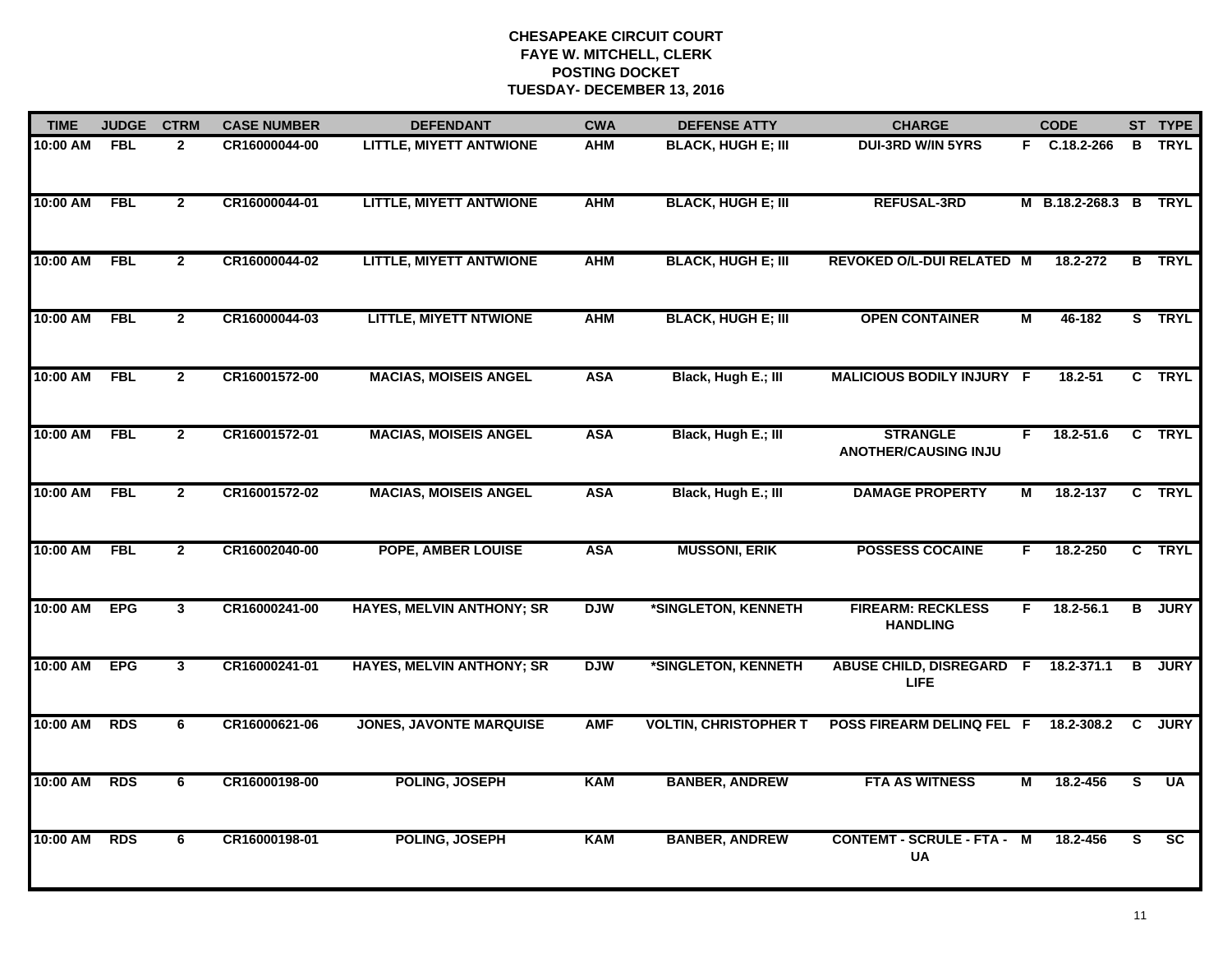**CHESAPEAKE CIRCUIT COURT**
**FAYE W. MITCHELL, CLERK**
**POSTING DOCKET**
**TUESDAY- DECEMBER 13, 2016**

| TIME | JUDGE | CTRM | CASE NUMBER | DEFENDANT | CWA | DEFENSE ATTY | CHARGE | | CODE | ST | TYPE |
|---|---|---|---|---|---|---|---|---|---|---|---|
| 10:00 AM | FBL | 2 | CR16000044-00 | LITTLE, MIYETT ANTWIONE | AHM | BLACK, HUGH E; III | DUI-3RD W/IN 5YRS | F | C.18.2-266 | B | TRYL |
| 10:00 AM | FBL | 2 | CR16000044-01 | LITTLE, MIYETT ANTWIONE | AHM | BLACK, HUGH E; III | REFUSAL-3RD | M | B.18.2-268.3 | B | TRYL |
| 10:00 AM | FBL | 2 | CR16000044-02 | LITTLE, MIYETT ANTWIONE | AHM | BLACK, HUGH E; III | REVOKED O/L-DUI RELATED | M | 18.2-272 | B | TRYL |
| 10:00 AM | FBL | 2 | CR16000044-03 | LITTLE, MIYETT NTWIONE | AHM | BLACK, HUGH E; III | OPEN CONTAINER | M | 46-182 | S | TRYL |
| 10:00 AM | FBL | 2 | CR16001572-00 | MACIAS, MOISEIS ANGEL | ASA | Black, Hugh E.; III | MALICIOUS BODILY INJURY | F | 18.2-51 | C | TRYL |
| 10:00 AM | FBL | 2 | CR16001572-01 | MACIAS, MOISEIS ANGEL | ASA | Black, Hugh E.; III | STRANGLE ANOTHER/CAUSING INJU | F | 18.2-51.6 | C | TRYL |
| 10:00 AM | FBL | 2 | CR16001572-02 | MACIAS, MOISEIS ANGEL | ASA | Black, Hugh E.; III | DAMAGE PROPERTY | M | 18.2-137 | C | TRYL |
| 10:00 AM | FBL | 2 | CR16002040-00 | POPE, AMBER LOUISE | ASA | MUSSONI, ERIK | POSSESS COCAINE | F | 18.2-250 | C | TRYL |
| 10:00 AM | EPG | 3 | CR16000241-00 | HAYES, MELVIN ANTHONY; SR | DJW | *SINGLETON, KENNETH | FIREARM: RECKLESS HANDLING | F | 18.2-56.1 | B | JURY |
| 10:00 AM | EPG | 3 | CR16000241-01 | HAYES, MELVIN ANTHONY; SR | DJW | *SINGLETON, KENNETH | ABUSE CHILD, DISREGARD LIFE | F | 18.2-371.1 | B | JURY |
| 10:00 AM | RDS | 6 | CR16000621-06 | JONES, JAVONTE MARQUISE | AMF | VOLTIN, CHRISTOPHER T | POSS FIREARM DELINQ FEL | F | 18.2-308.2 | C | JURY |
| 10:00 AM | RDS | 6 | CR16000198-00 | POLING, JOSEPH | KAM | BANBER, ANDREW | FTA AS WITNESS | M | 18.2-456 | S | UA |
| 10:00 AM | RDS | 6 | CR16000198-01 | POLING, JOSEPH | KAM | BANBER, ANDREW | CONTEMT - SCRULE - FTA - UA | M | 18.2-456 | S | SC |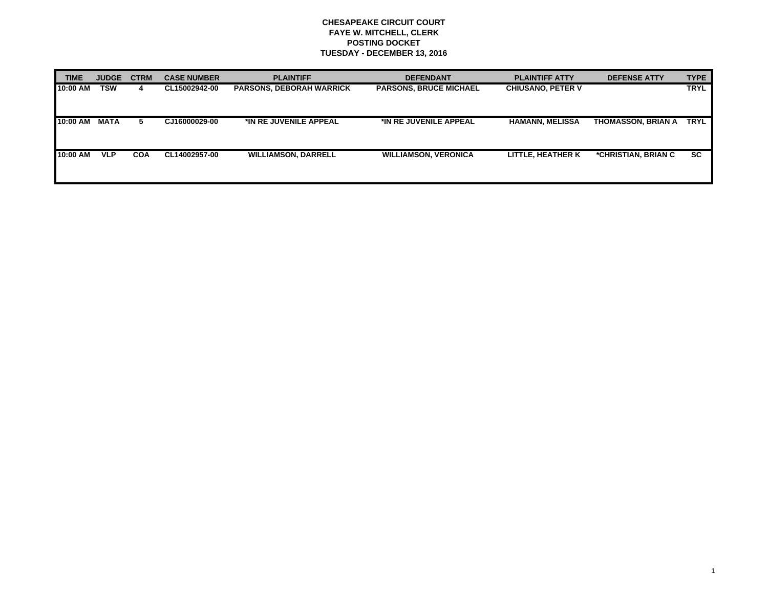**CHESAPEAKE CIRCUIT COURT**
**FAYE W. MITCHELL, CLERK**
**POSTING DOCKET**
**TUESDAY - DECEMBER 13, 2016**

| TIME | JUDGE | CTRM | CASE NUMBER | PLAINTIFF | DEFENDANT | PLAINTIFF ATTY | DEFENSE ATTY | TYPE |
|---|---|---|---|---|---|---|---|---|
| 10:00 AM | TSW | 4 | CL15002942-00 | PARSONS, DEBORAH WARRICK | PARSONS, BRUCE MICHAEL | CHIUSANO, PETER V | | TRYL |
| 10:00 AM | MATA | 5 | CJ16000029-00 | *IN RE JUVENILE APPEAL | *IN RE JUVENILE APPEAL | HAMANN, MELISSA | THOMASSON, BRIAN A | TRYL |
| 10:00 AM | VLP | COA | CL14002957-00 | WILLIAMSON, DARRELL | WILLIAMSON, VERONICA | LITTLE, HEATHER K | *CHRISTIAN, BRIAN C | SC |